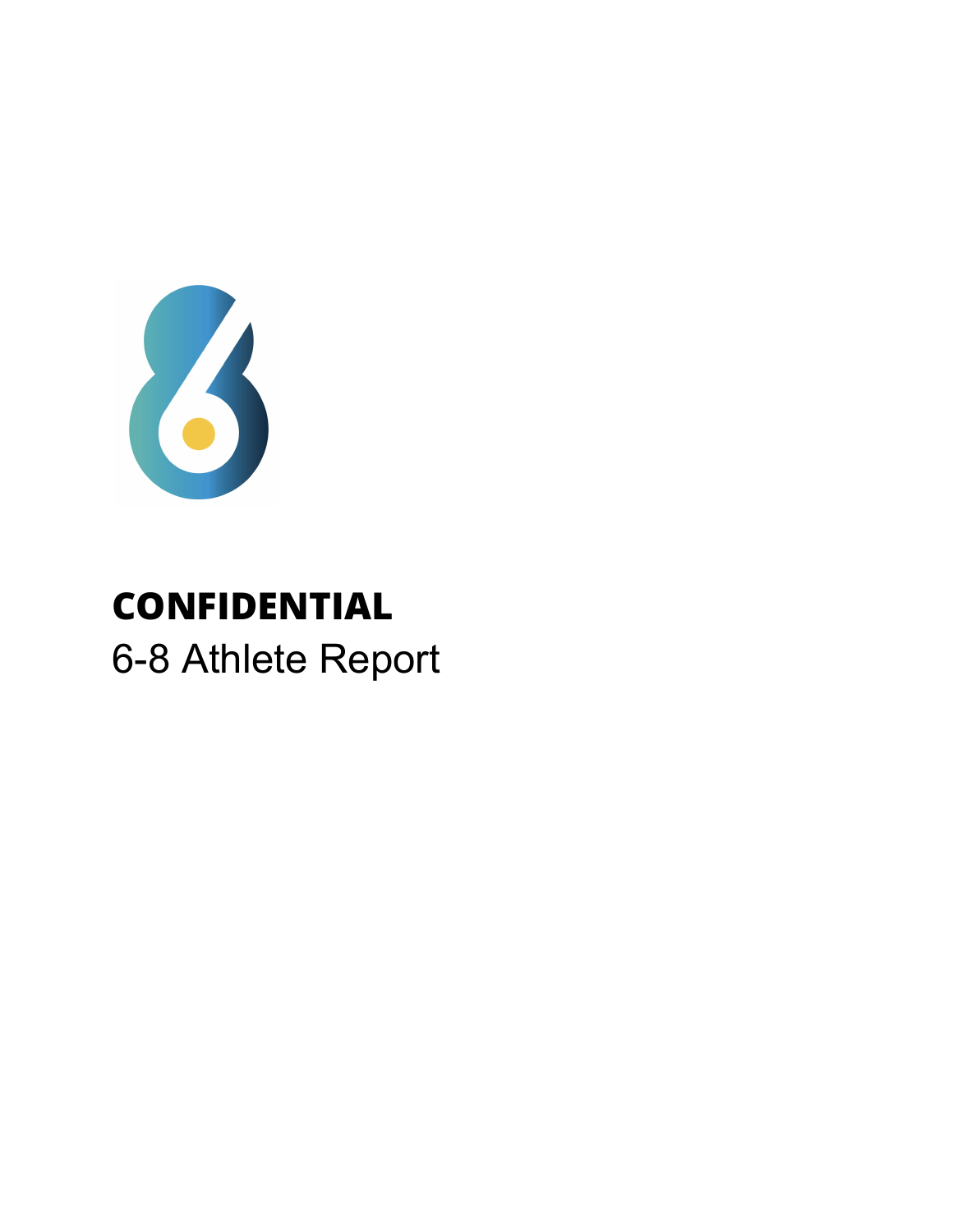**CONFIDENTIAL**

6-8 Athlete Report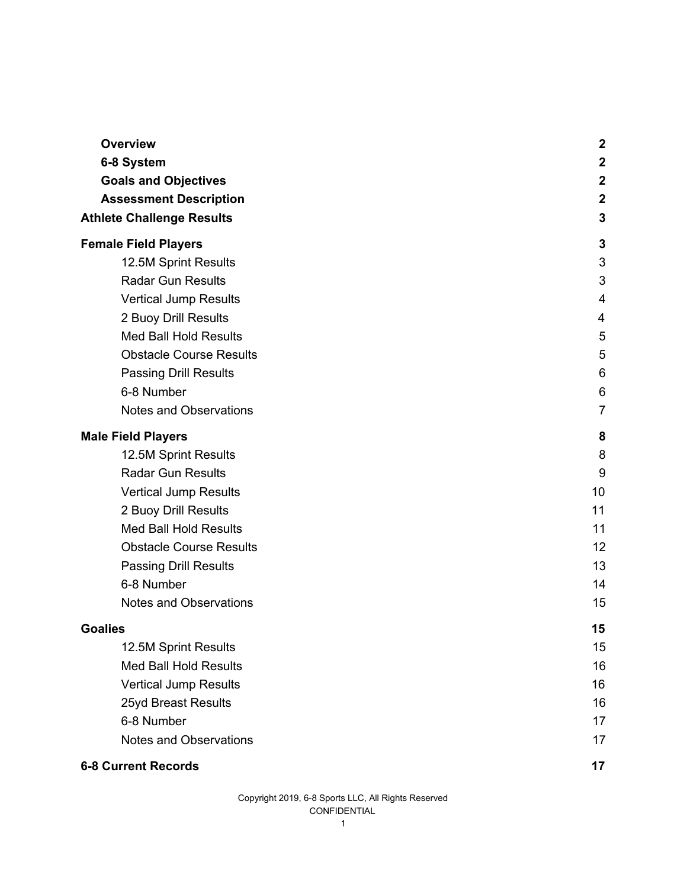| | |
|---|---|
| **Overview** | **2** |
| **6-8 System** | **2** |
| **Goals and Objectives** | **2** |
| **Assessment Description** | **2** |
| **Athlete Challenge Results** | **3** |
| **Female Field Players** | **3** |
| 12.5M Sprint Results | 3 |
| Radar Gun Results | 3 |
| Vertical Jump Results | 4 |
| 2 Buoy Drill Results | 4 |
| Med Ball Hold Results | 5 |
| Obstacle Course Results | 5 |
| Passing Drill Results | 6 |
| 6-8 Number | 6 |
| Notes and Observations | 7 |
| **Male Field Players** | **8** |
| 12.5M Sprint Results | 8 |
| Radar Gun Results | 9 |
| Vertical Jump Results | 10 |
| 2 Buoy Drill Results | 11 |
| Med Ball Hold Results | 11 |
| Obstacle Course Results | 12 |
| Passing Drill Results | 13 |
| 6-8 Number | 14 |
| Notes and Observations | 15 |
| **Goalies** | **15** |
| 12.5M Sprint Results | 15 |
| Med Ball Hold Results | 16 |
| Vertical Jump Results | 16 |
| 25yd Breast Results | 16 |
| 6-8 Number | 17 |
| Notes and Observations | 17 |
| **6-8 Current Records** | **17** |

Copyright 2019, 6-8 Sports LLC, All Rights Reserved
CONFIDENTIAL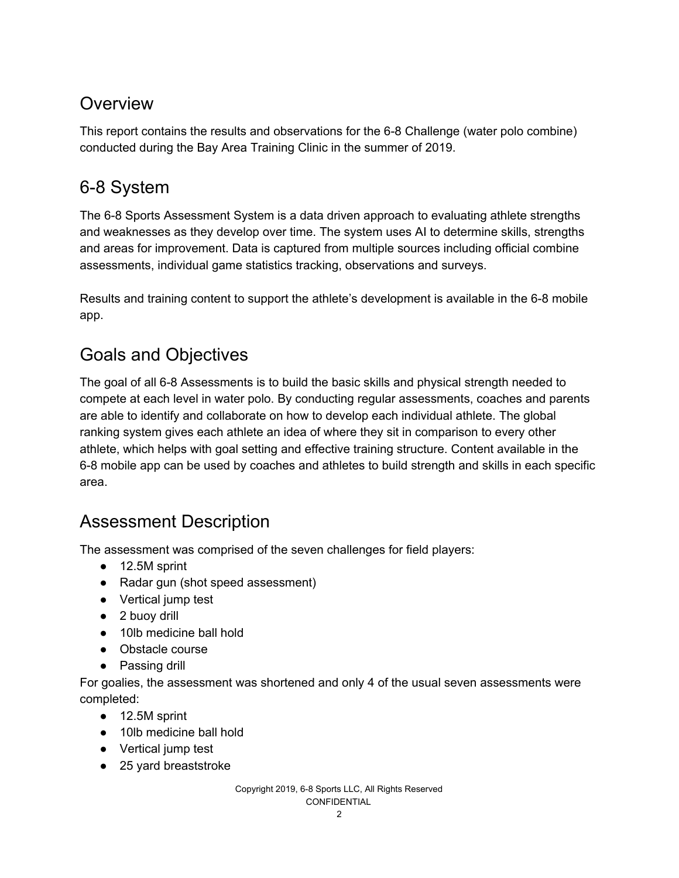## Overview

This report contains the results and observations for the 6-8 Challenge (water polo combine) conducted during the Bay Area Training Clinic in the summer of 2019.

## 6-8 System

The 6-8 Sports Assessment System is a data driven approach to evaluating athlete strengths and weaknesses as they develop over time. The system uses AI to determine skills, strengths and areas for improvement. Data is captured from multiple sources including official combine assessments, individual game statistics tracking, observations and surveys.

Results and training content to support the athlete's development is available in the 6-8 mobile app.

## Goals and Objectives

The goal of all 6-8 Assessments is to build the basic skills and physical strength needed to compete at each level in water polo. By conducting regular assessments, coaches and parents are able to identify and collaborate on how to develop each individual athlete. The global ranking system gives each athlete an idea of where they sit in comparison to every other athlete, which helps with goal setting and effective training structure. Content available in the 6-8 mobile app can be used by coaches and athletes to build strength and skills in each specific area.

## Assessment Description

The assessment was comprised of the seven challenges for field players:

- 12.5M sprint
- Radar gun (shot speed assessment)
- Vertical jump test
- 2 buoy drill
- 10lb medicine ball hold
- Obstacle course
- Passing drill

For goalies, the assessment was shortened and only 4 of the usual seven assessments were completed:

- 12.5M sprint
- 10lb medicine ball hold
- Vertical jump test
- 25 yard breaststroke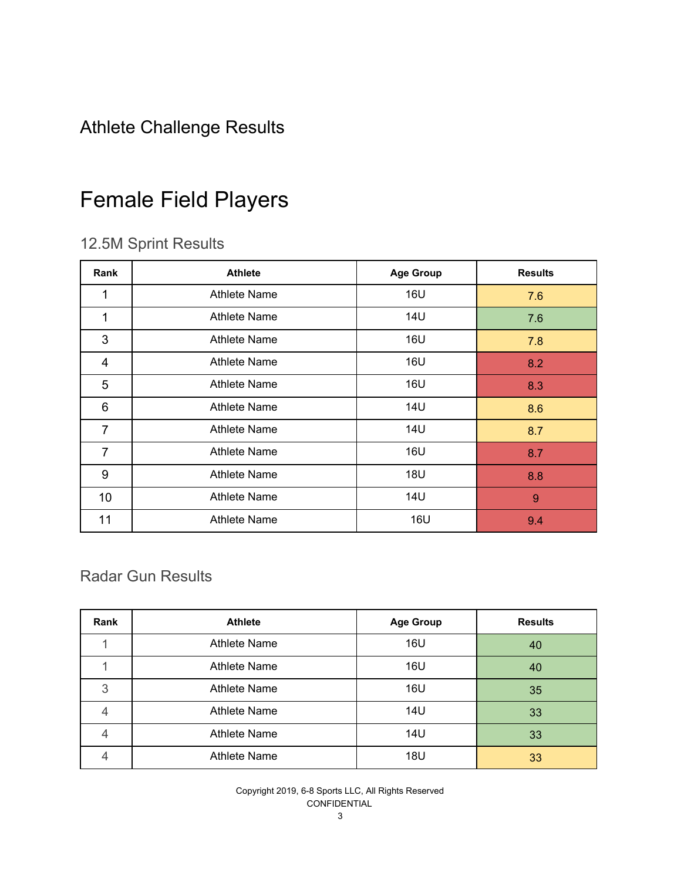# Athlete Challenge Results

# Female Field Players

## 12.5M Sprint Results

| Rank | Athlete | Age Group | Results |
|---|---|---|---|
| 1 | Athlete Name | 16U | 7.6 |
| 1 | Athlete Name | 14U | 7.6 |
| 3 | Athlete Name | 16U | 7.8 |
| 4 | Athlete Name | 16U | 8.2 |
| 5 | Athlete Name | 16U | 8.3 |
| 6 | Athlete Name | 14U | 8.6 |
| 7 | Athlete Name | 14U | 8.7 |
| 7 | Athlete Name | 16U | 8.7 |
| 9 | Athlete Name | 18U | 8.8 |
| 10 | Athlete Name | 14U | 9 |
| 11 | Athlete Name | 16U | 9.4 |

## Radar Gun Results

| Rank | Athlete | Age Group | Results |
|---|---|---|---|
| 1 | Athlete Name | 16U | 40 |
| 1 | Athlete Name | 16U | 40 |
| 3 | Athlete Name | 16U | 35 |
| 4 | Athlete Name | 14U | 33 |
| 4 | Athlete Name | 14U | 33 |
| 4 | Athlete Name | 18U | 33 |

Copyright 2019, 6-8 Sports LLC, All Rights Reserved
CONFIDENTIAL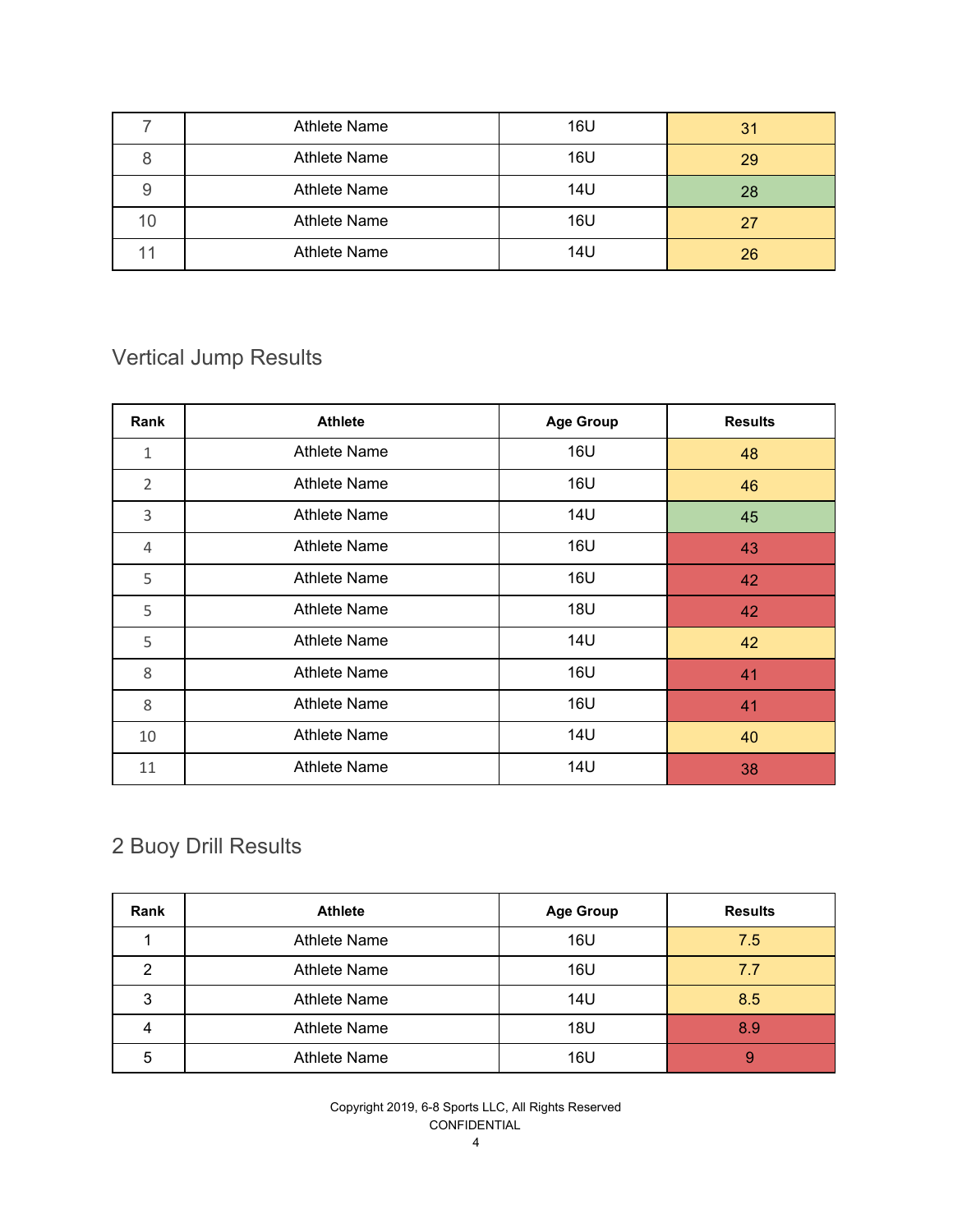| | | | |
|---|---|---|---|
| 7 | Athlete Name | 16U | 31 |
| 8 | Athlete Name | 16U | 29 |
| 9 | Athlete Name | 14U | 28 |
| 10 | Athlete Name | 16U | 27 |
| 11 | Athlete Name | 14U | 26 |

## Vertical Jump Results

| Rank | Athlete | Age Group | Results |
|---|---|---|---|
| 1 | Athlete Name | 16U | 48 |
| 2 | Athlete Name | 16U | 46 |
| 3 | Athlete Name | 14U | 45 |
| 4 | Athlete Name | 16U | 43 |
| 5 | Athlete Name | 16U | 42 |
| 5 | Athlete Name | 18U | 42 |
| 5 | Athlete Name | 14U | 42 |
| 8 | Athlete Name | 16U | 41 |
| 8 | Athlete Name | 16U | 41 |
| 10 | Athlete Name | 14U | 40 |
| 11 | Athlete Name | 14U | 38 |

## 2 Buoy Drill Results

| Rank | Athlete | Age Group | Results |
|---|---|---|---|
| 1 | Athlete Name | 16U | 7.5 |
| 2 | Athlete Name | 16U | 7.7 |
| 3 | Athlete Name | 14U | 8.5 |
| 4 | Athlete Name | 18U | 8.9 |
| 5 | Athlete Name | 16U | 9 |

Copyright 2019, 6-8 Sports LLC, All Rights Reserved
CONFIDENTIAL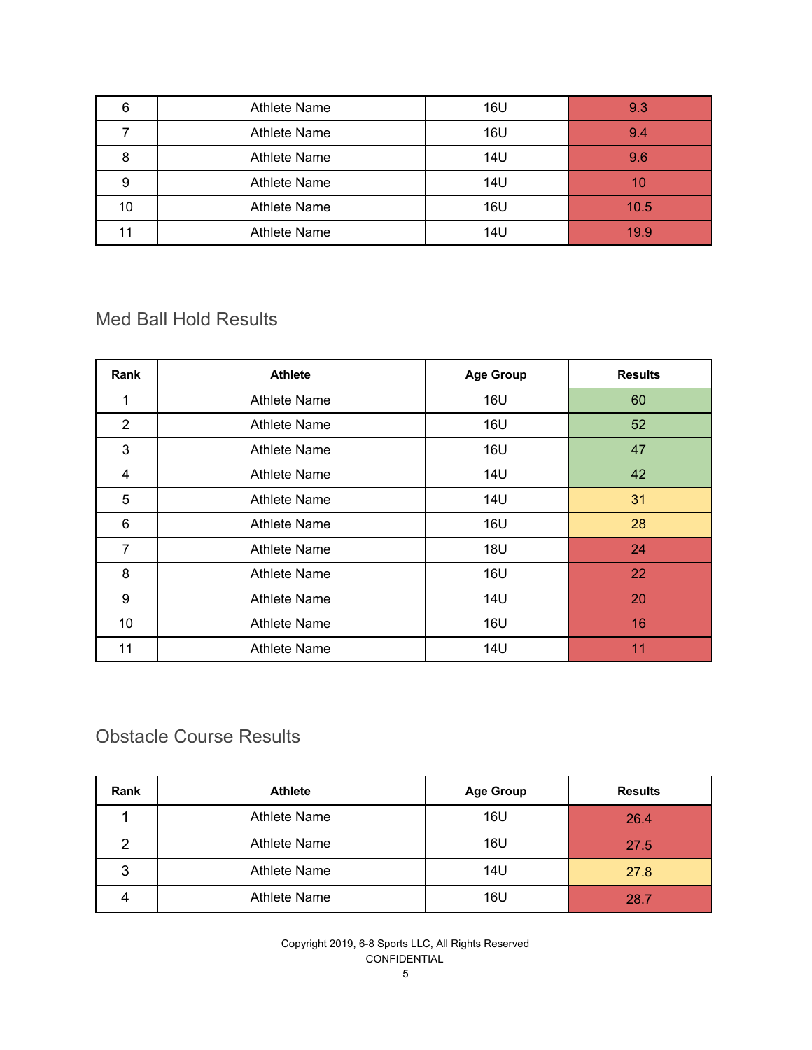| 6 | Athlete Name | 16U | 9.3 |
|---|---|---|---|
| 7 | Athlete Name | 16U | 9.4 |
| 8 | Athlete Name | 14U | 9.6 |
| 9 | Athlete Name | 14U | 10 |
| 10 | Athlete Name | 16U | 10.5 |
| 11 | Athlete Name | 14U | 19.9 |

## Med Ball Hold Results

| Rank | Athlete | Age Group | Results |
|---|---|---|---|
| 1 | Athlete Name | 16U | 60 |
| 2 | Athlete Name | 16U | 52 |
| 3 | Athlete Name | 16U | 47 |
| 4 | Athlete Name | 14U | 42 |
| 5 | Athlete Name | 14U | 31 |
| 6 | Athlete Name | 16U | 28 |
| 7 | Athlete Name | 18U | 24 |
| 8 | Athlete Name | 16U | 22 |
| 9 | Athlete Name | 14U | 20 |
| 10 | Athlete Name | 16U | 16 |
| 11 | Athlete Name | 14U | 11 |

## Obstacle Course Results

| Rank | Athlete | Age Group | Results |
|---|---|---|---|
| 1 | Athlete Name | 16U | 26.4 |
| 2 | Athlete Name | 16U | 27.5 |
| 3 | Athlete Name | 14U | 27.8 |
| 4 | Athlete Name | 16U | 28.7 |

Copyright 2019, 6-8 Sports LLC, All Rights Reserved
CONFIDENTIAL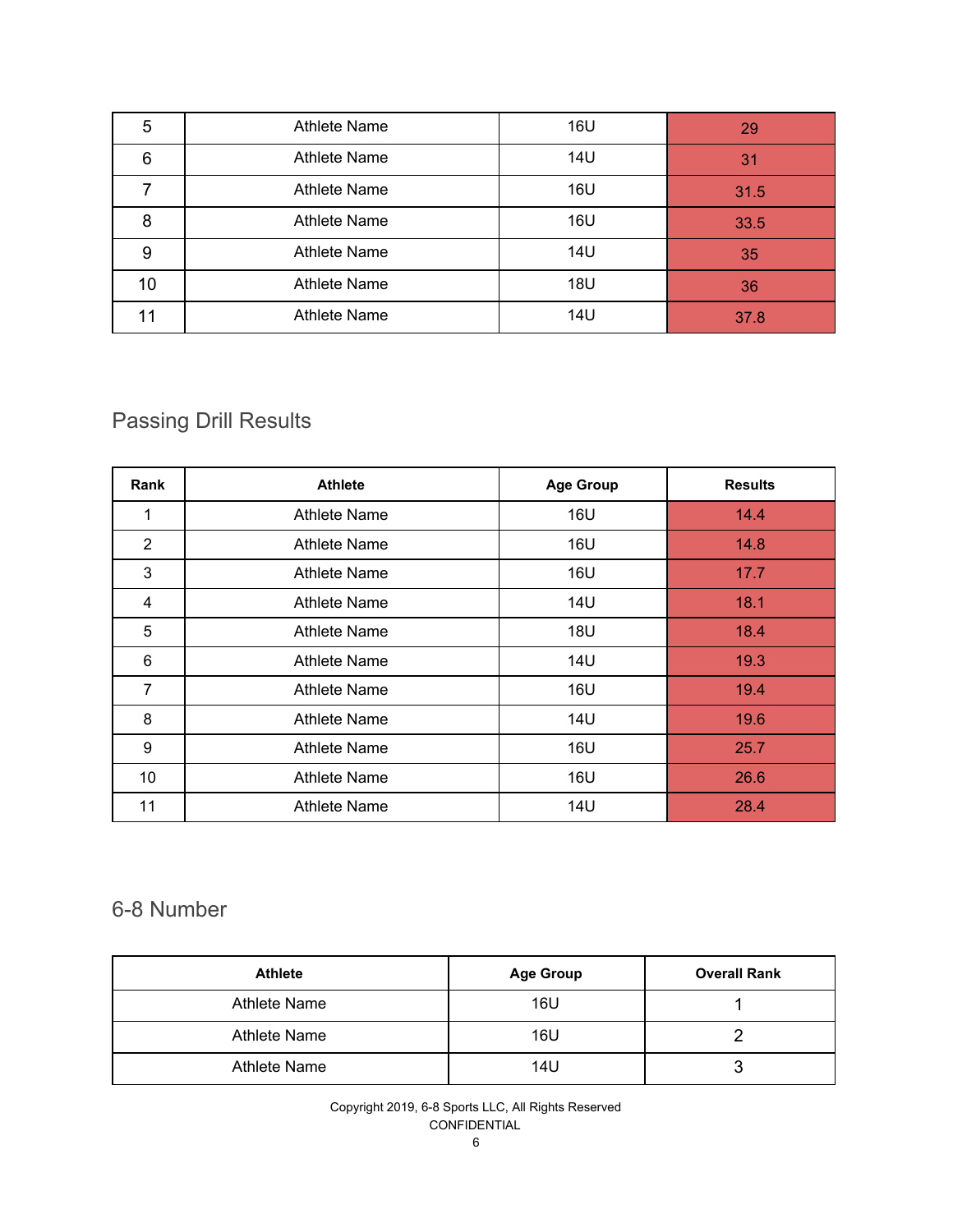| | | | |
|---|---|---|---|
| 5 | Athlete Name | 16U | 29 |
| 6 | Athlete Name | 14U | 31 |
| 7 | Athlete Name | 16U | 31.5 |
| 8 | Athlete Name | 16U | 33.5 |
| 9 | Athlete Name | 14U | 35 |
| 10 | Athlete Name | 18U | 36 |
| 11 | Athlete Name | 14U | 37.8 |

## Passing Drill Results

| Rank | Athlete | Age Group | Results |
|---|---|---|---|
| 1 | Athlete Name | 16U | 14.4 |
| 2 | Athlete Name | 16U | 14.8 |
| 3 | Athlete Name | 16U | 17.7 |
| 4 | Athlete Name | 14U | 18.1 |
| 5 | Athlete Name | 18U | 18.4 |
| 6 | Athlete Name | 14U | 19.3 |
| 7 | Athlete Name | 16U | 19.4 |
| 8 | Athlete Name | 14U | 19.6 |
| 9 | Athlete Name | 16U | 25.7 |
| 10 | Athlete Name | 16U | 26.6 |
| 11 | Athlete Name | 14U | 28.4 |

## 6-8 Number

| Athlete | Age Group | Overall Rank |
|---|---|---|
| Athlete Name | 16U | 1 |
| Athlete Name | 16U | 2 |
| Athlete Name | 14U | 3 |

Copyright 2019, 6-8 Sports LLC, All Rights Reserved
CONFIDENTIAL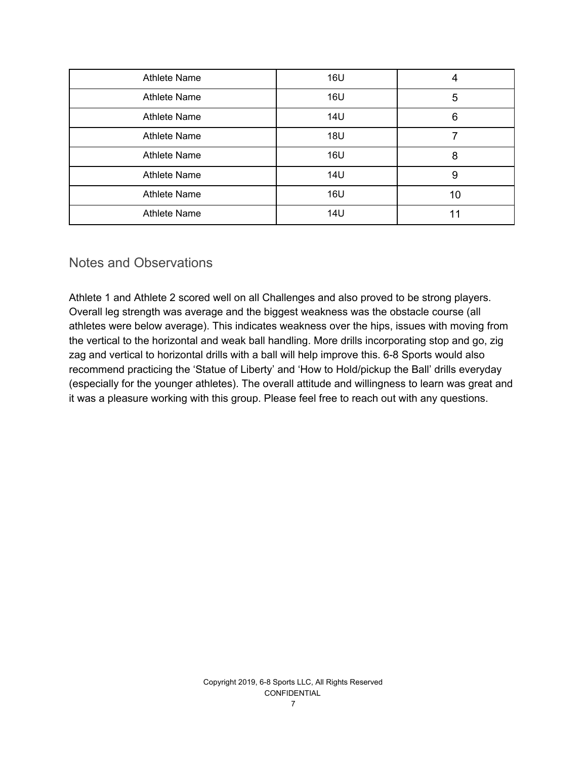| | | |
|---|---|---|
| Athlete Name | 16U | 4 |
| Athlete Name | 16U | 5 |
| Athlete Name | 14U | 6 |
| Athlete Name | 18U | 7 |
| Athlete Name | 16U | 8 |
| Athlete Name | 14U | 9 |
| Athlete Name | 16U | 10 |
| Athlete Name | 14U | 11 |

## Notes and Observations

Athlete 1 and Athlete 2 scored well on all Challenges and also proved to be strong players. Overall leg strength was average and the biggest weakness was the obstacle course (all athletes were below average). This indicates weakness over the hips, issues with moving from the vertical to the horizontal and weak ball handling. More drills incorporating stop and go, zig zag and vertical to horizontal drills with a ball will help improve this. 6-8 Sports would also recommend practicing the 'Statue of Liberty' and 'How to Hold/pickup the Ball' drills everyday (especially for the younger athletes). The overall attitude and willingness to learn was great and it was a pleasure working with this group. Please feel free to reach out with any questions.

Copyright 2019, 6-8 Sports LLC, All Rights Reserved
CONFIDENTIAL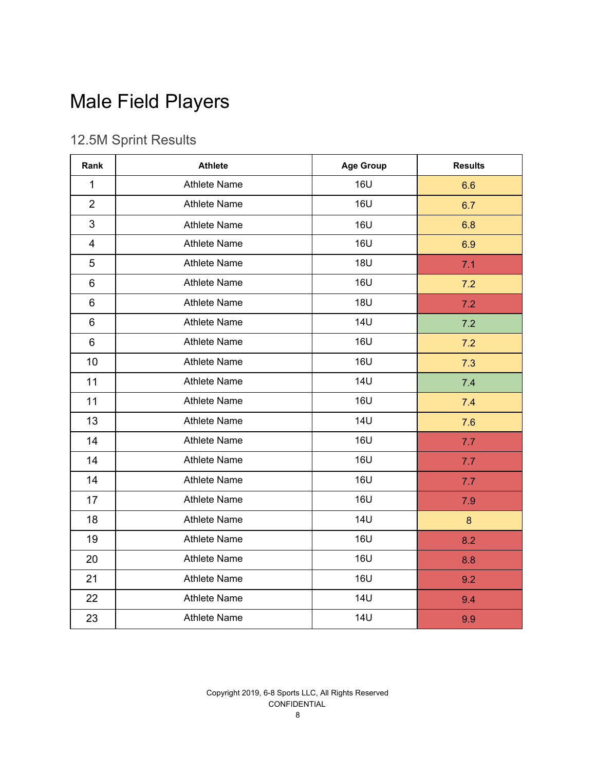# Male Field Players

## 12.5M Sprint Results

| Rank | Athlete | Age Group | Results |
|---|---|---|---|
| 1 | Athlete Name | 16U | 6.6 |
| 2 | Athlete Name | 16U | 6.7 |
| 3 | Athlete Name | 16U | 6.8 |
| 4 | Athlete Name | 16U | 6.9 |
| 5 | Athlete Name | 18U | 7.1 |
| 6 | Athlete Name | 16U | 7.2 |
| 6 | Athlete Name | 18U | 7.2 |
| 6 | Athlete Name | 14U | 7.2 |
| 6 | Athlete Name | 16U | 7.2 |
| 10 | Athlete Name | 16U | 7.3 |
| 11 | Athlete Name | 14U | 7.4 |
| 11 | Athlete Name | 16U | 7.4 |
| 13 | Athlete Name | 14U | 7.6 |
| 14 | Athlete Name | 16U | 7.7 |
| 14 | Athlete Name | 16U | 7.7 |
| 14 | Athlete Name | 16U | 7.7 |
| 17 | Athlete Name | 16U | 7.9 |
| 18 | Athlete Name | 14U | 8 |
| 19 | Athlete Name | 16U | 8.2 |
| 20 | Athlete Name | 16U | 8.8 |
| 21 | Athlete Name | 16U | 9.2 |
| 22 | Athlete Name | 14U | 9.4 |
| 23 | Athlete Name | 14U | 9.9 |

Copyright 2019, 6-8 Sports LLC, All Rights Reserved
CONFIDENTIAL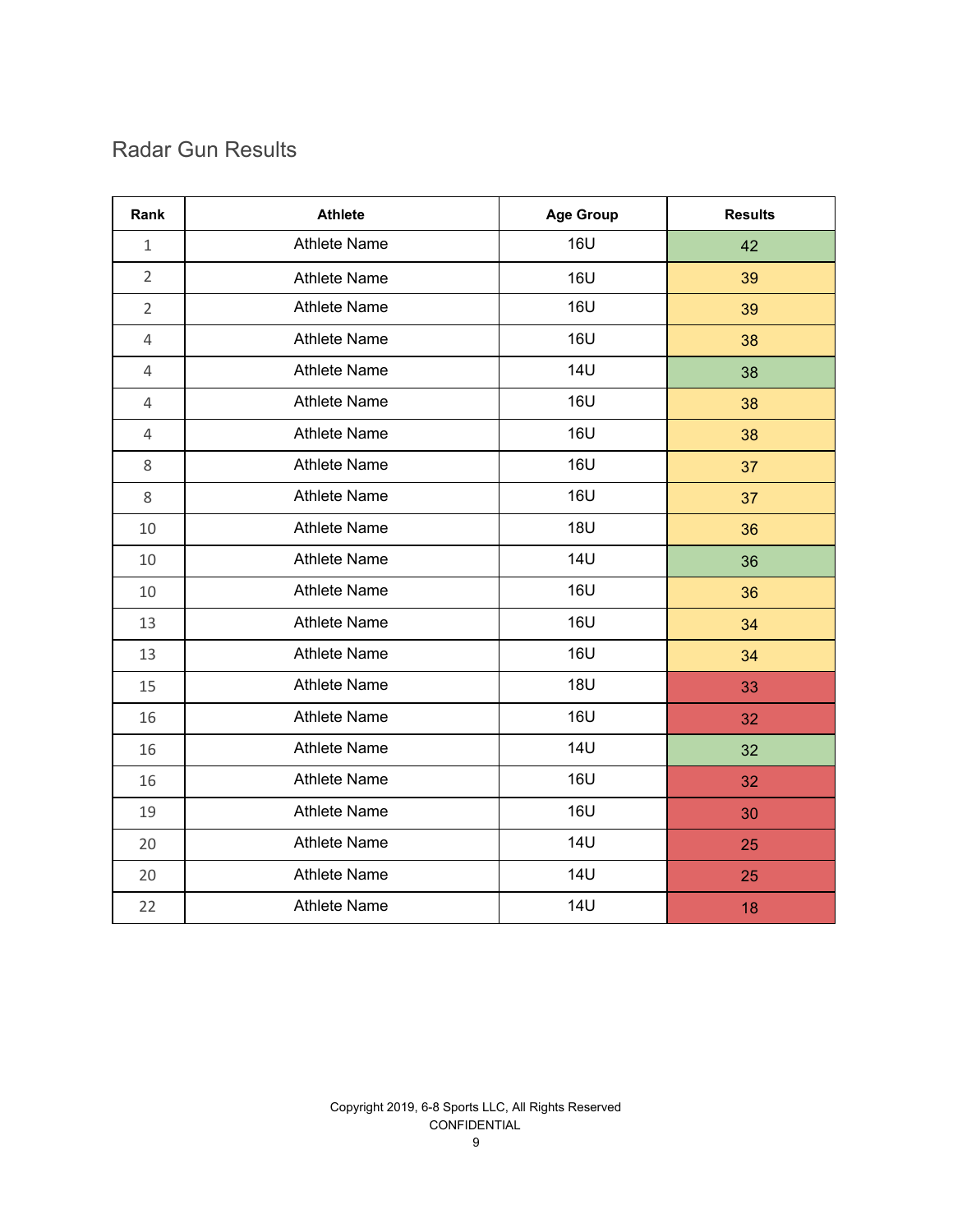## Radar Gun Results

| Rank | Athlete | Age Group | Results |
|---|---|---|---|
| 1 | Athlete Name | 16U | 42 |
| 2 | Athlete Name | 16U | 39 |
| 2 | Athlete Name | 16U | 39 |
| 4 | Athlete Name | 16U | 38 |
| 4 | Athlete Name | 14U | 38 |
| 4 | Athlete Name | 16U | 38 |
| 4 | Athlete Name | 16U | 38 |
| 8 | Athlete Name | 16U | 37 |
| 8 | Athlete Name | 16U | 37 |
| 10 | Athlete Name | 18U | 36 |
| 10 | Athlete Name | 14U | 36 |
| 10 | Athlete Name | 16U | 36 |
| 13 | Athlete Name | 16U | 34 |
| 13 | Athlete Name | 16U | 34 |
| 15 | Athlete Name | 18U | 33 |
| 16 | Athlete Name | 16U | 32 |
| 16 | Athlete Name | 14U | 32 |
| 16 | Athlete Name | 16U | 32 |
| 19 | Athlete Name | 16U | 30 |
| 20 | Athlete Name | 14U | 25 |
| 20 | Athlete Name | 14U | 25 |
| 22 | Athlete Name | 14U | 18 |

Copyright 2019, 6-8 Sports LLC, All Rights Reserved
CONFIDENTIAL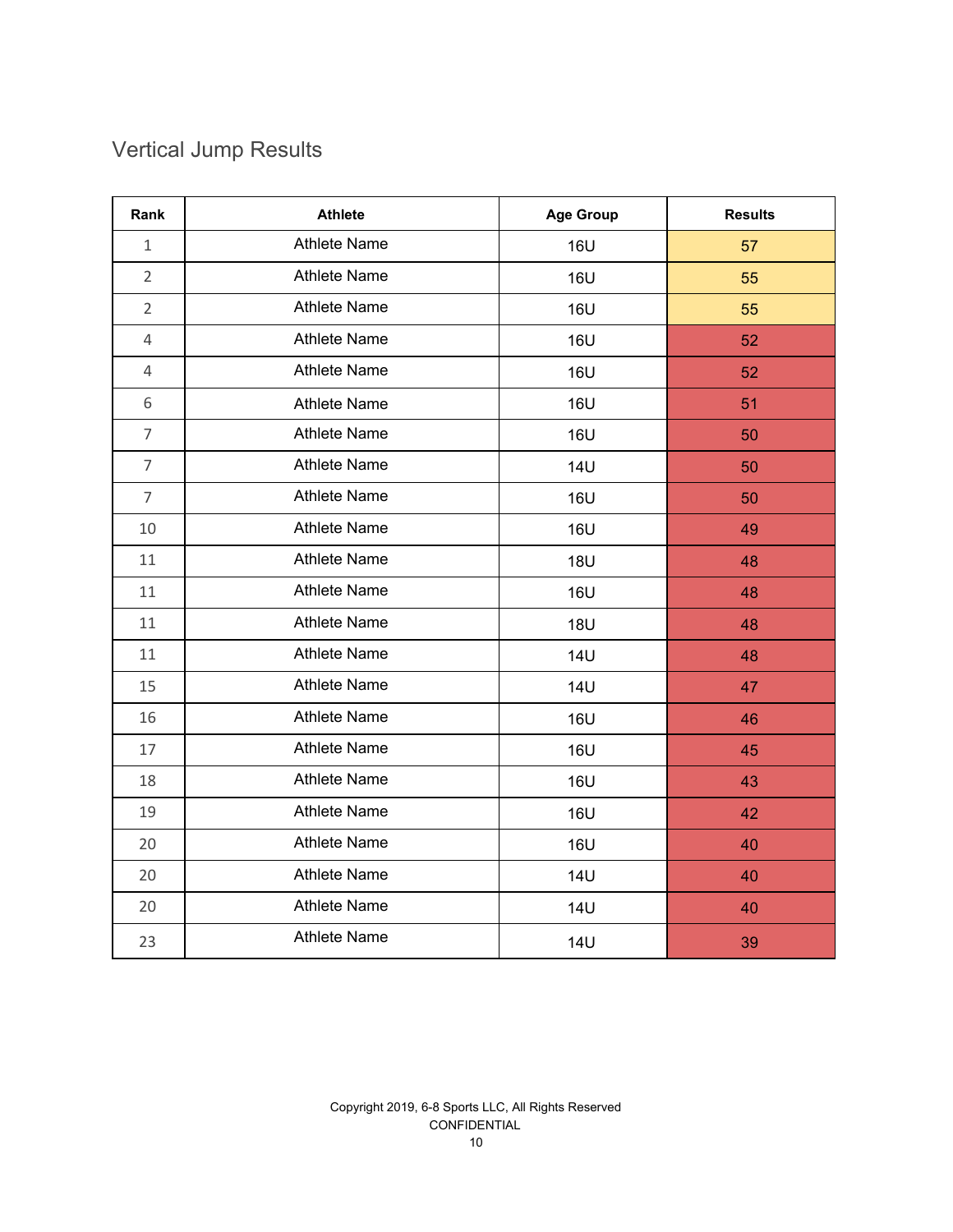## Vertical Jump Results

| Rank | Athlete | Age Group | Results |
|---|---|---|---|
| 1 | Athlete Name | 16U | 57 |
| 2 | Athlete Name | 16U | 55 |
| 2 | Athlete Name | 16U | 55 |
| 4 | Athlete Name | 16U | 52 |
| 4 | Athlete Name | 16U | 52 |
| 6 | Athlete Name | 16U | 51 |
| 7 | Athlete Name | 16U | 50 |
| 7 | Athlete Name | 14U | 50 |
| 7 | Athlete Name | 16U | 50 |
| 10 | Athlete Name | 16U | 49 |
| 11 | Athlete Name | 18U | 48 |
| 11 | Athlete Name | 16U | 48 |
| 11 | Athlete Name | 18U | 48 |
| 11 | Athlete Name | 14U | 48 |
| 15 | Athlete Name | 14U | 47 |
| 16 | Athlete Name | 16U | 46 |
| 17 | Athlete Name | 16U | 45 |
| 18 | Athlete Name | 16U | 43 |
| 19 | Athlete Name | 16U | 42 |
| 20 | Athlete Name | 16U | 40 |
| 20 | Athlete Name | 14U | 40 |
| 20 | Athlete Name | 14U | 40 |
| 23 | Athlete Name | 14U | 39 |

Copyright 2019, 6-8 Sports LLC, All Rights Reserved
CONFIDENTIAL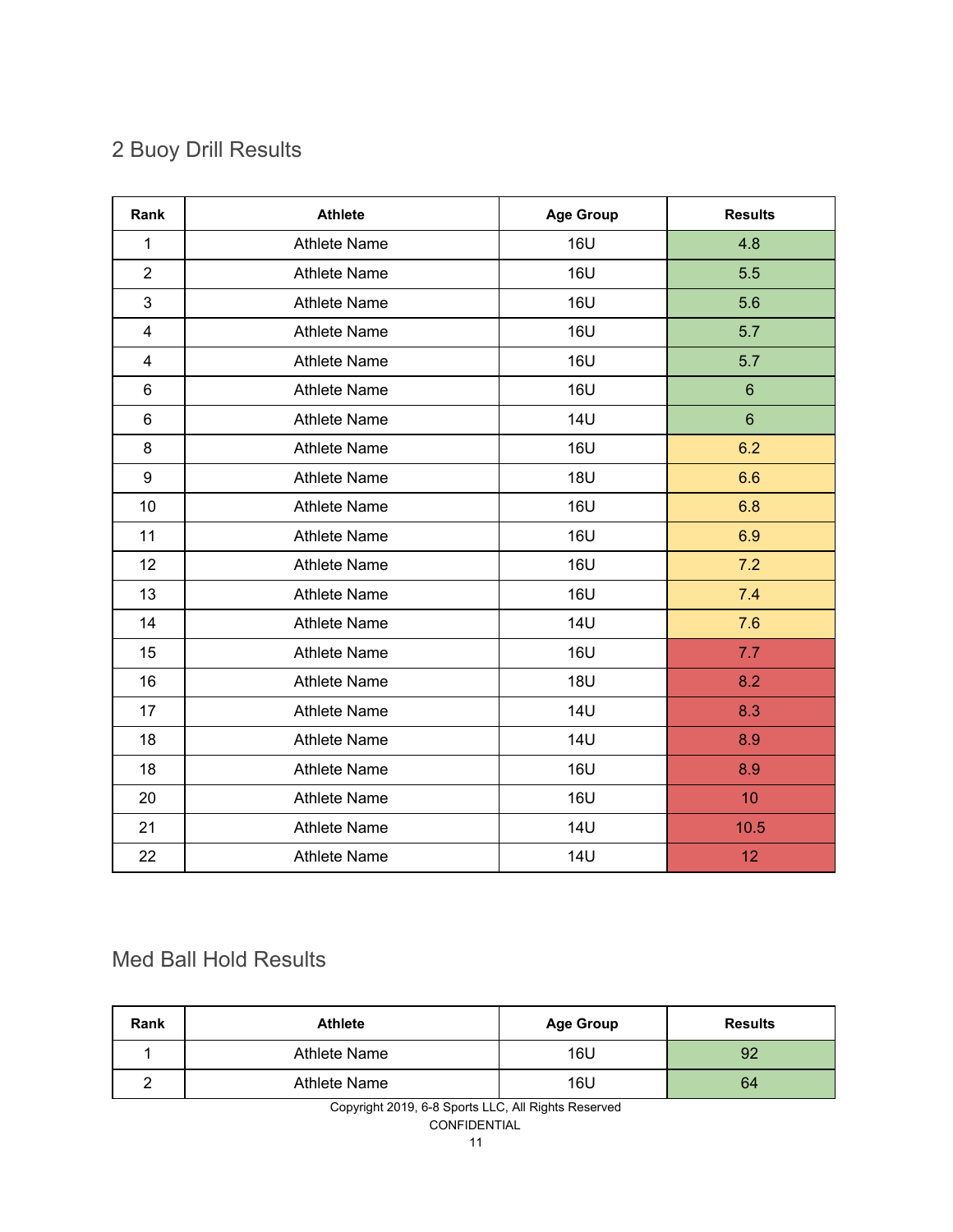## 2 Buoy Drill Results

| Rank | Athlete | Age Group | Results |
| --- | --- | --- | --- |
| 1 | Athlete Name | 16U | 4.8 |
| 2 | Athlete Name | 16U | 5.5 |
| 3 | Athlete Name | 16U | 5.6 |
| 4 | Athlete Name | 16U | 5.7 |
| 4 | Athlete Name | 16U | 5.7 |
| 6 | Athlete Name | 16U | 6 |
| 6 | Athlete Name | 14U | 6 |
| 8 | Athlete Name | 16U | 6.2 |
| 9 | Athlete Name | 18U | 6.6 |
| 10 | Athlete Name | 16U | 6.8 |
| 11 | Athlete Name | 16U | 6.9 |
| 12 | Athlete Name | 16U | 7.2 |
| 13 | Athlete Name | 16U | 7.4 |
| 14 | Athlete Name | 14U | 7.6 |
| 15 | Athlete Name | 16U | 7.7 |
| 16 | Athlete Name | 18U | 8.2 |
| 17 | Athlete Name | 14U | 8.3 |
| 18 | Athlete Name | 14U | 8.9 |
| 18 | Athlete Name | 16U | 8.9 |
| 20 | Athlete Name | 16U | 10 |
| 21 | Athlete Name | 14U | 10.5 |
| 22 | Athlete Name | 14U | 12 |

## Med Ball Hold Results

| Rank | Athlete | Age Group | Results |
| --- | --- | --- | --- |
| 1 | Athlete Name | 16U | 92 |
| 2 | Athlete Name | 16U | 64 |

Copyright 2019, 6-8 Sports LLC, All Rights Reserved
CONFIDENTIAL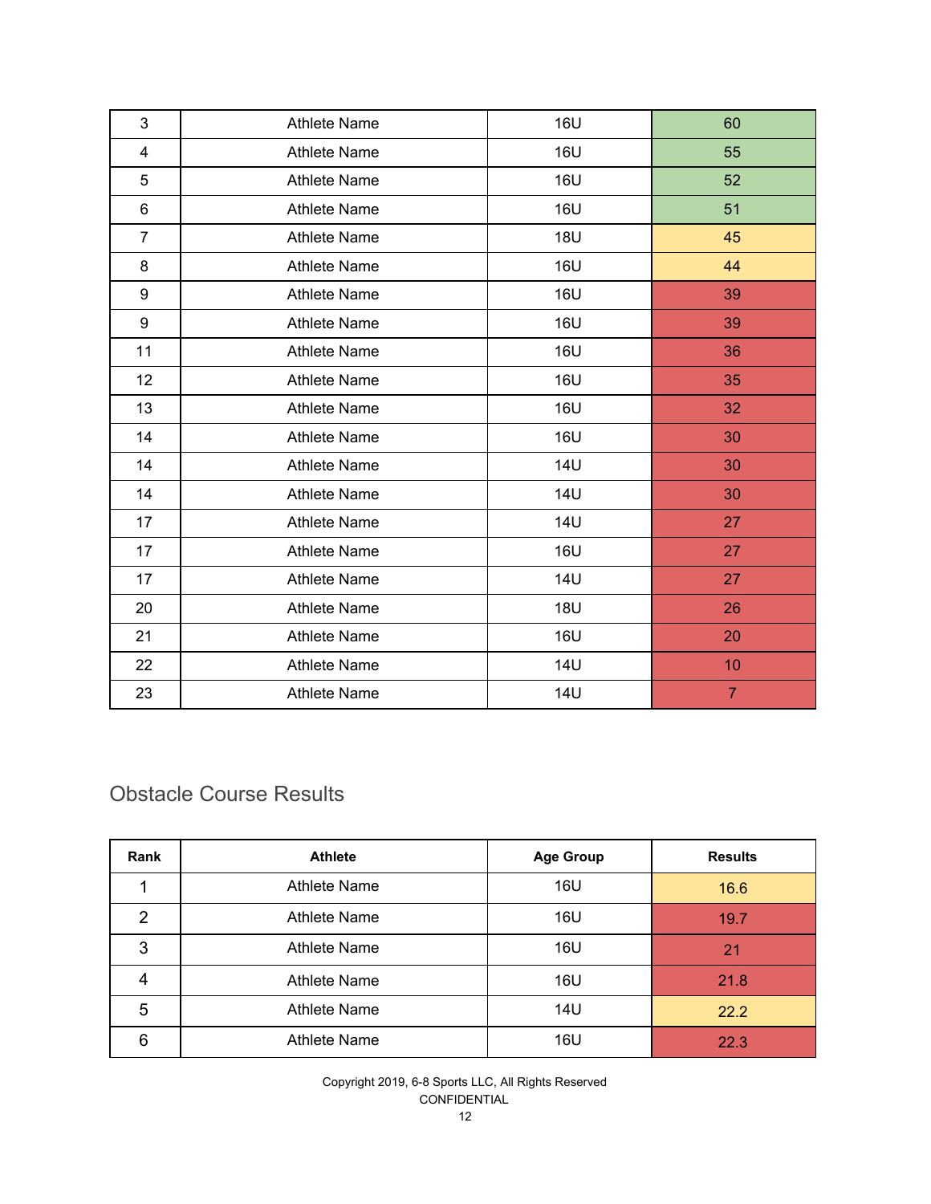| 3 | Athlete Name | 16U | 60 |
|---|---|---|---|
| 4 | Athlete Name | 16U | 55 |
| 5 | Athlete Name | 16U | 52 |
| 6 | Athlete Name | 16U | 51 |
| 7 | Athlete Name | 18U | 45 |
| 8 | Athlete Name | 16U | 44 |
| 9 | Athlete Name | 16U | 39 |
| 9 | Athlete Name | 16U | 39 |
| 11 | Athlete Name | 16U | 36 |
| 12 | Athlete Name | 16U | 35 |
| 13 | Athlete Name | 16U | 32 |
| 14 | Athlete Name | 16U | 30 |
| 14 | Athlete Name | 14U | 30 |
| 14 | Athlete Name | 14U | 30 |
| 17 | Athlete Name | 14U | 27 |
| 17 | Athlete Name | 16U | 27 |
| 17 | Athlete Name | 14U | 27 |
| 20 | Athlete Name | 18U | 26 |
| 21 | Athlete Name | 16U | 20 |
| 22 | Athlete Name | 14U | 10 |
| 23 | Athlete Name | 14U | 7 |

## Obstacle Course Results

| Rank | Athlete | Age Group | Results |
|---|---|---|---|
| 1 | Athlete Name | 16U | 16.6 |
| 2 | Athlete Name | 16U | 19.7 |
| 3 | Athlete Name | 16U | 21 |
| 4 | Athlete Name | 16U | 21.8 |
| 5 | Athlete Name | 14U | 22.2 |
| 6 | Athlete Name | 16U | 22.3 |

Copyright 2019, 6-8 Sports LLC, All Rights Reserved
CONFIDENTIAL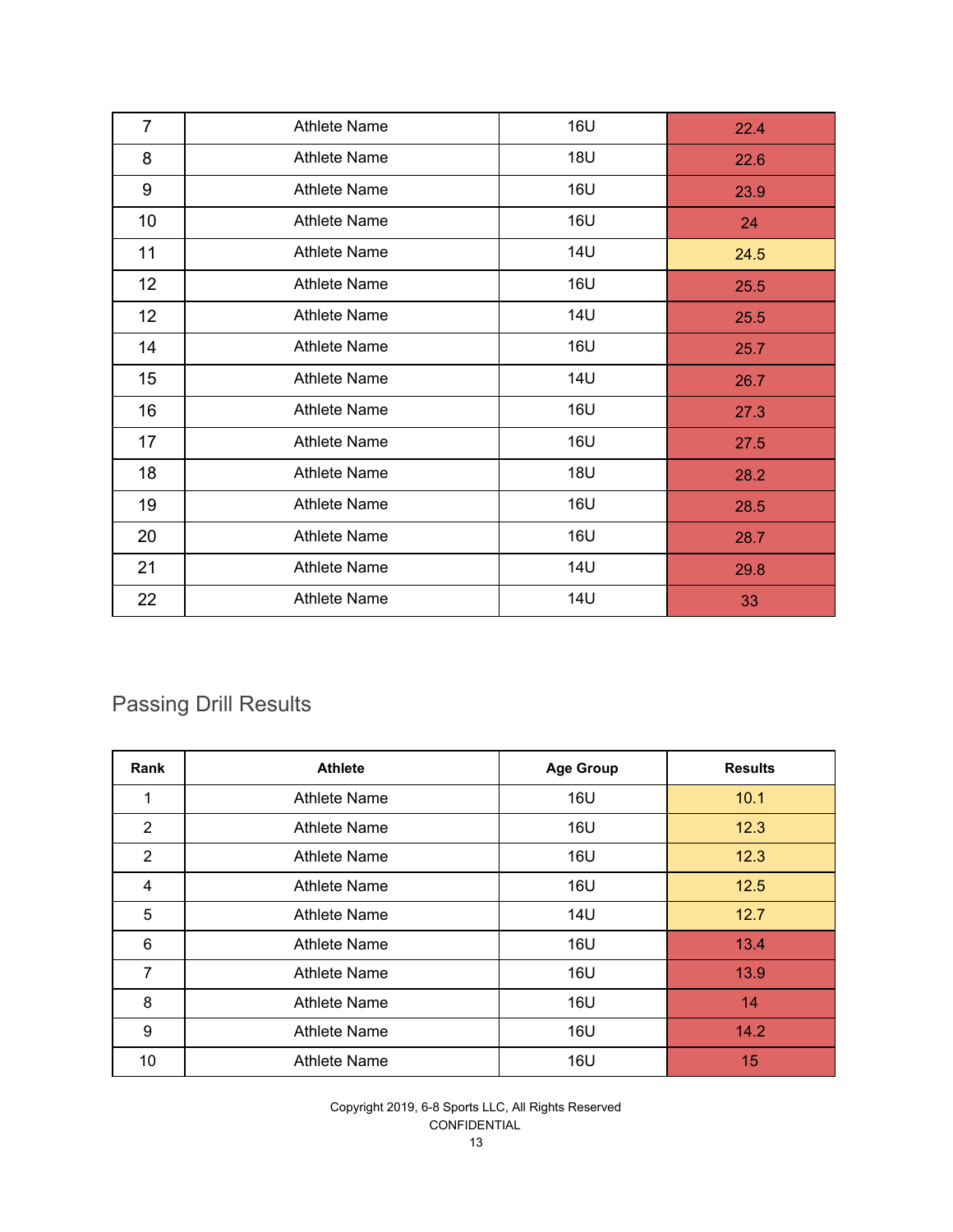| | | | |
|---|---|---|---|
| 7 | Athlete Name | 16U | 22.4 |
| 8 | Athlete Name | 18U | 22.6 |
| 9 | Athlete Name | 16U | 23.9 |
| 10 | Athlete Name | 16U | 24 |
| 11 | Athlete Name | 14U | 24.5 |
| 12 | Athlete Name | 16U | 25.5 |
| 12 | Athlete Name | 14U | 25.5 |
| 14 | Athlete Name | 16U | 25.7 |
| 15 | Athlete Name | 14U | 26.7 |
| 16 | Athlete Name | 16U | 27.3 |
| 17 | Athlete Name | 16U | 27.5 |
| 18 | Athlete Name | 18U | 28.2 |
| 19 | Athlete Name | 16U | 28.5 |
| 20 | Athlete Name | 16U | 28.7 |
| 21 | Athlete Name | 14U | 29.8 |
| 22 | Athlete Name | 14U | 33 |

## Passing Drill Results

| Rank | Athlete | Age Group | Results |
|---|---|---|---|
| 1 | Athlete Name | 16U | 10.1 |
| 2 | Athlete Name | 16U | 12.3 |
| 2 | Athlete Name | 16U | 12.3 |
| 4 | Athlete Name | 16U | 12.5 |
| 5 | Athlete Name | 14U | 12.7 |
| 6 | Athlete Name | 16U | 13.4 |
| 7 | Athlete Name | 16U | 13.9 |
| 8 | Athlete Name | 16U | 14 |
| 9 | Athlete Name | 16U | 14.2 |
| 10 | Athlete Name | 16U | 15 |

Copyright 2019, 6-8 Sports LLC, All Rights Reserved
CONFIDENTIAL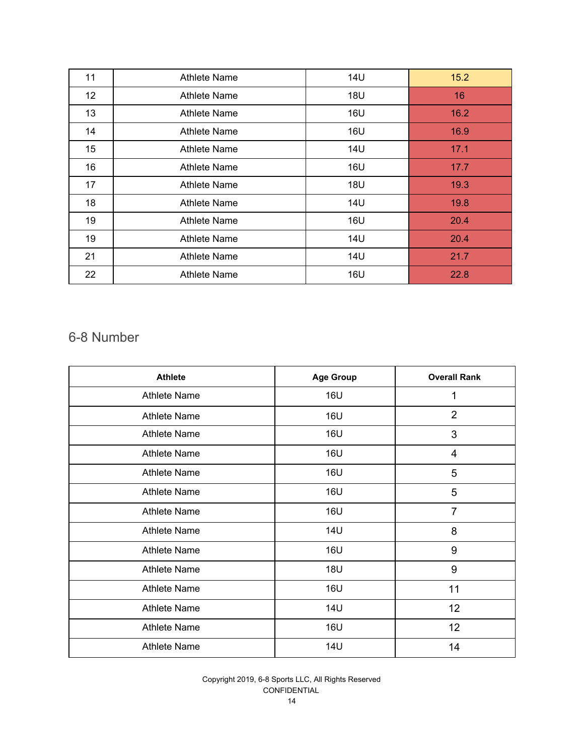| | | | |
|---|---|---|---|
| 11 | Athlete Name | 14U | 15.2 |
| 12 | Athlete Name | 18U | 16 |
| 13 | Athlete Name | 16U | 16.2 |
| 14 | Athlete Name | 16U | 16.9 |
| 15 | Athlete Name | 14U | 17.1 |
| 16 | Athlete Name | 16U | 17.7 |
| 17 | Athlete Name | 18U | 19.3 |
| 18 | Athlete Name | 14U | 19.8 |
| 19 | Athlete Name | 16U | 20.4 |
| 19 | Athlete Name | 14U | 20.4 |
| 21 | Athlete Name | 14U | 21.7 |
| 22 | Athlete Name | 16U | 22.8 |

## 6-8 Number

| Athlete | Age Group | Overall Rank |
|---|---|---|
| Athlete Name | 16U | 1 |
| Athlete Name | 16U | 2 |
| Athlete Name | 16U | 3 |
| Athlete Name | 16U | 4 |
| Athlete Name | 16U | 5 |
| Athlete Name | 16U | 5 |
| Athlete Name | 16U | 7 |
| Athlete Name | 14U | 8 |
| Athlete Name | 16U | 9 |
| Athlete Name | 18U | 9 |
| Athlete Name | 16U | 11 |
| Athlete Name | 14U | 12 |
| Athlete Name | 16U | 12 |
| Athlete Name | 14U | 14 |

Copyright 2019, 6-8 Sports LLC, All Rights Reserved
CONFIDENTIAL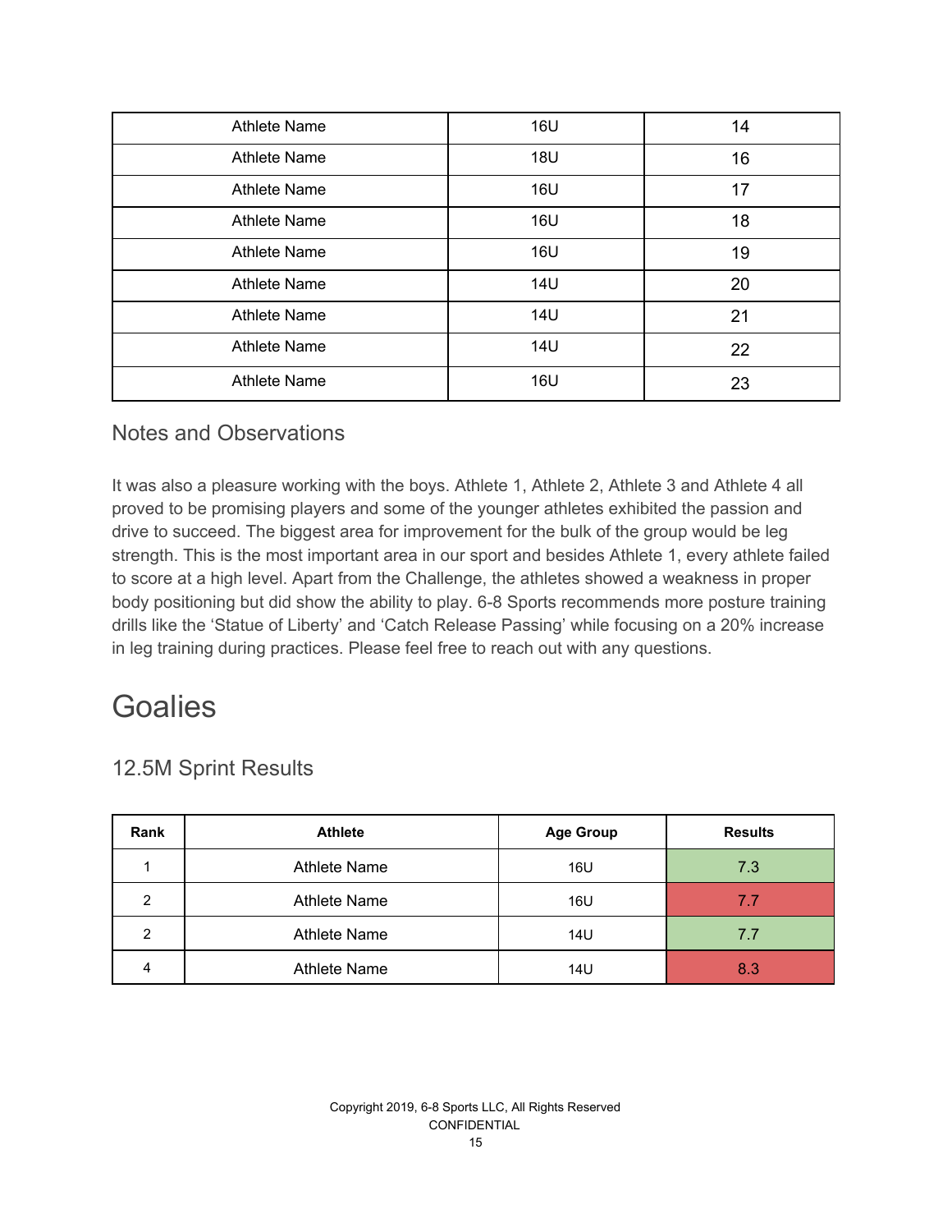| Athlete Name | 16U | 14 |
| --- | --- | --- |
| Athlete Name | 18U | 16 |
| Athlete Name | 16U | 17 |
| Athlete Name | 16U | 18 |
| Athlete Name | 16U | 19 |
| Athlete Name | 14U | 20 |
| Athlete Name | 14U | 21 |
| Athlete Name | 14U | 22 |
| Athlete Name | 16U | 23 |

### Notes and Observations

It was also a pleasure working with the boys. Athlete 1, Athlete 2, Athlete 3 and Athlete 4 all proved to be promising players and some of the younger athletes exhibited the passion and drive to succeed. The biggest area for improvement for the bulk of the group would be leg strength. This is the most important area in our sport and besides Athlete 1, every athlete failed to score at a high level. Apart from the Challenge, the athletes showed a weakness in proper body positioning but did show the ability to play. 6-8 Sports recommends more posture training drills like the 'Statue of Liberty' and 'Catch Release Passing' while focusing on a 20% increase in leg training during practices. Please feel free to reach out with any questions.

# Goalies

### 12.5M Sprint Results

| Rank | Athlete | Age Group | Results |
| --- | --- | --- | --- |
| 1 | Athlete Name | 16U | 7.3 |
| 2 | Athlete Name | 16U | 7.7 |
| 2 | Athlete Name | 14U | 7.7 |
| 4 | Athlete Name | 14U | 8.3 |

Copyright 2019, 6-8 Sports LLC, All Rights Reserved
CONFIDENTIAL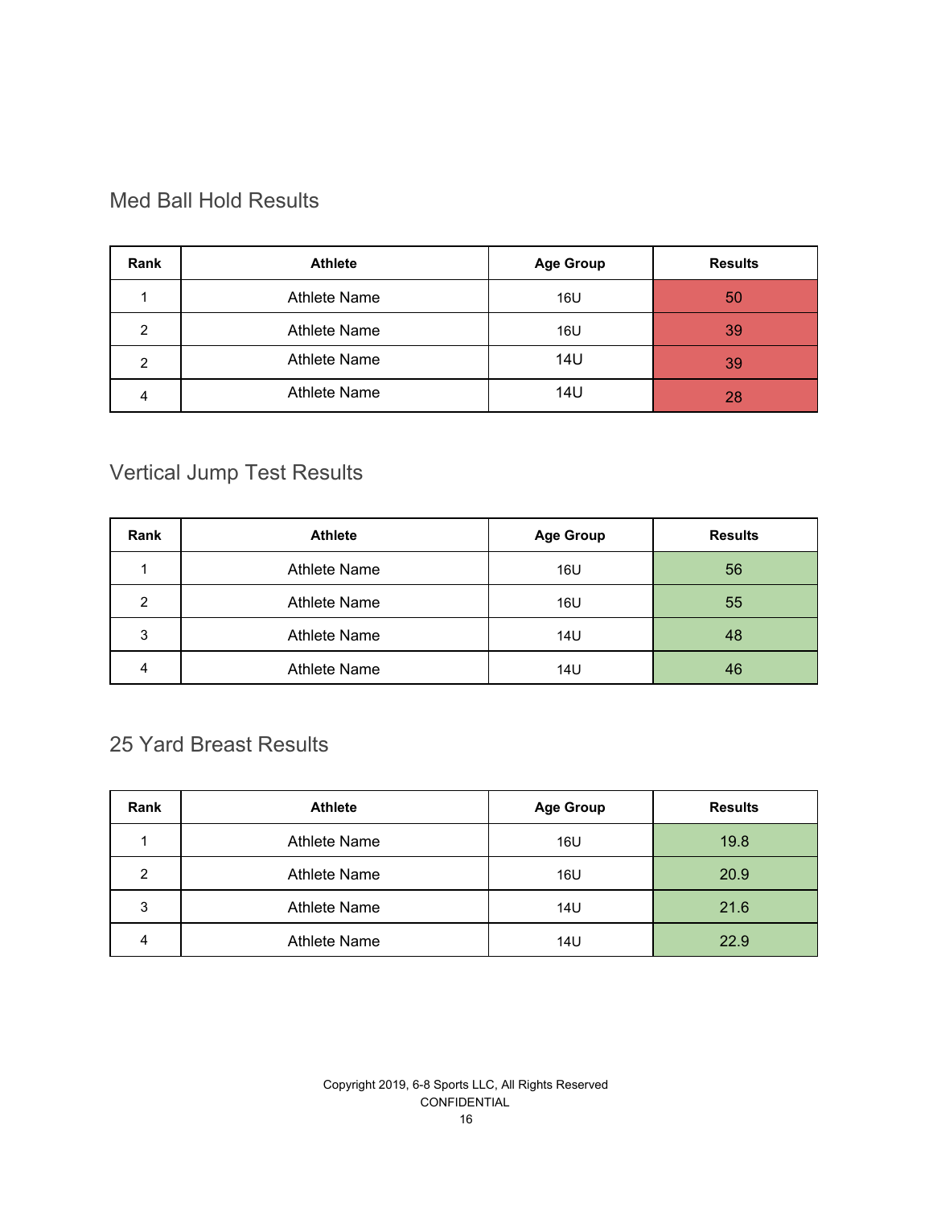## Med Ball Hold Results

| Rank | Athlete | Age Group | Results |
|---|---|---|---|
| 1 | Athlete Name | 16U | 50 |
| 2 | Athlete Name | 16U | 39 |
| 2 | Athlete Name | 14U | 39 |
| 4 | Athlete Name | 14U | 28 |

## Vertical Jump Test Results

| Rank | Athlete | Age Group | Results |
|---|---|---|---|
| 1 | Athlete Name | 16U | 56 |
| 2 | Athlete Name | 16U | 55 |
| 3 | Athlete Name | 14U | 48 |
| 4 | Athlete Name | 14U | 46 |

## 25 Yard Breast Results

| Rank | Athlete | Age Group | Results |
|---|---|---|---|
| 1 | Athlete Name | 16U | 19.8 |
| 2 | Athlete Name | 16U | 20.9 |
| 3 | Athlete Name | 14U | 21.6 |
| 4 | Athlete Name | 14U | 22.9 |

Copyright 2019, 6-8 Sports LLC, All Rights Reserved
CONFIDENTIAL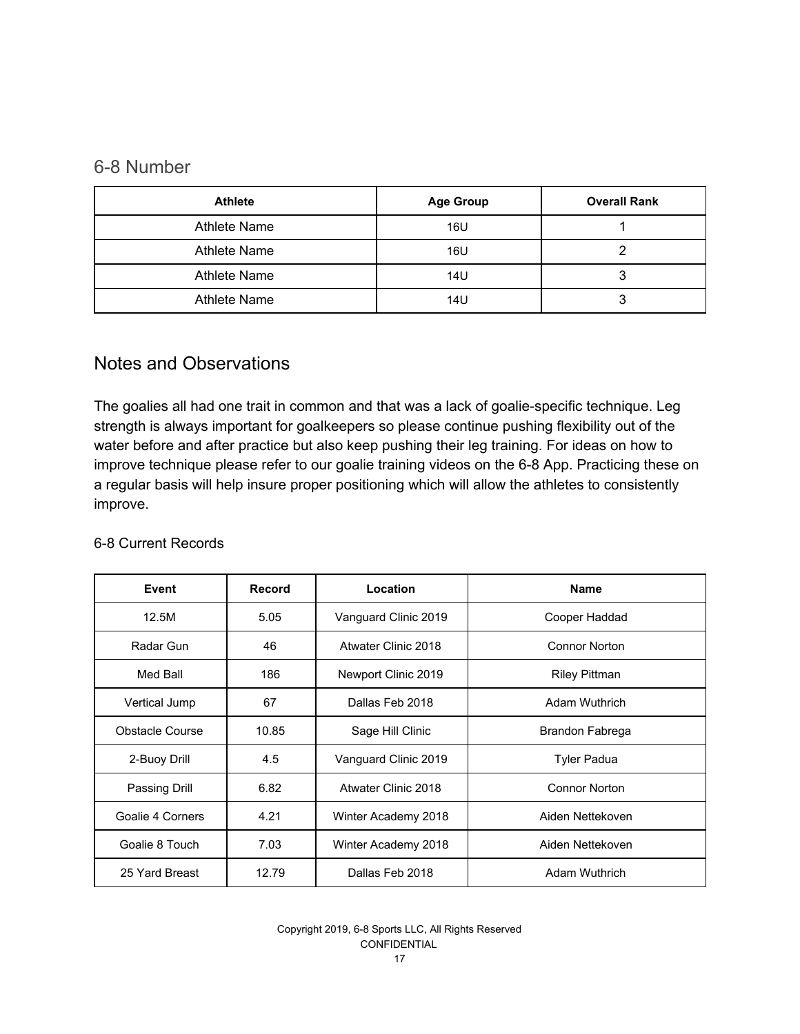## 6-8 Number

| Athlete | Age Group | Overall Rank |
|---|---|---|
| Athlete Name | 16U | 1 |
| Athlete Name | 16U | 2 |
| Athlete Name | 14U | 3 |
| Athlete Name | 14U | 3 |

## Notes and Observations

The goalies all had one trait in common and that was a lack of goalie-specific technique. Leg strength is always important for goalkeepers so please continue pushing flexibility out of the water before and after practice but also keep pushing their leg training. For ideas on how to improve technique please refer to our goalie training videos on the 6-8 App. Practicing these on a regular basis will help insure proper positioning which will allow the athletes to consistently improve.

6-8 Current Records

| Event | Record | Location | Name |
|---|---|---|---|
| 12.5M | 5.05 | Vanguard Clinic 2019 | Cooper Haddad |
| Radar Gun | 46 | Atwater Clinic 2018 | Connor Norton |
| Med Ball | 186 | Newport Clinic 2019 | Riley Pittman |
| Vertical Jump | 67 | Dallas Feb 2018 | Adam Wuthrich |
| Obstacle Course | 10.85 | Sage Hill Clinic | Brandon Fabrega |
| 2-Buoy Drill | 4.5 | Vanguard Clinic 2019 | Tyler Padua |
| Passing Drill | 6.82 | Atwater Clinic 2018 | Connor Norton |
| Goalie 4 Corners | 4.21 | Winter Academy 2018 | Aiden Nettekoven |
| Goalie 8 Touch | 7.03 | Winter Academy 2018 | Aiden Nettekoven |
| 25 Yard Breast | 12.79 | Dallas Feb 2018 | Adam Wuthrich |

Copyright 2019, 6-8 Sports LLC, All Rights Reserved
CONFIDENTIAL